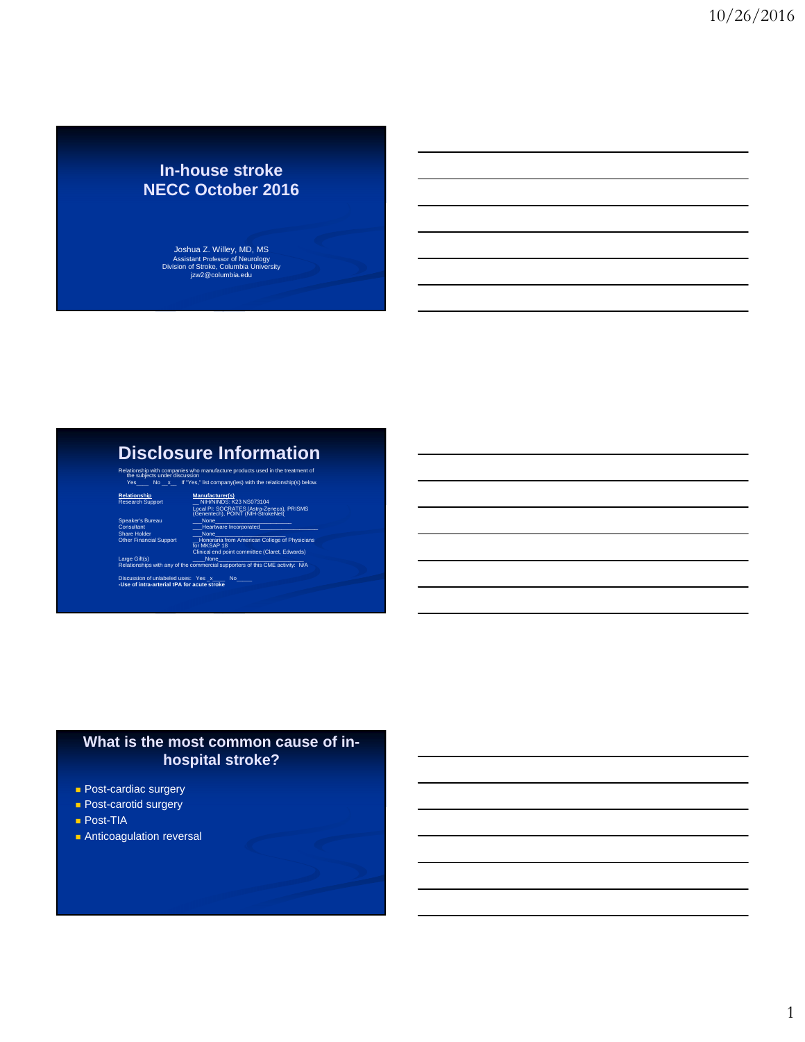# In-house stroke
# NECC October 2016

Joshua Z. Willey, MD, MS
Assistant Professor of Neurology
Division of Stroke, Columbia University
jzw2@columbia.edu

## Disclosure Information

Relationship with companies who manufacture products used in the treatment of the subjects under discussion
Yes____ No __x__ If "Yes," list company(ies) with the relationship(s) below.

| Relationship | Manufacturer(s) |
|---|---|
| Research Support | __NIH/NINDS: K23 NS073104<br>Local PI: SOCRATES (Astra-Zeneca), PRISMS (Genentech), POINT (NIH-StrokeNet( |
| Speaker's Bureau | ___None___________________ |
| Consultant | ___Heartware Incorporated___________________ |
| Share Holder | ___None___________________ |
| Other Financial Support | __Honoraria from American College of Physicians for MKSAP 18<br>Clinical end point committee (Claret, Edwards) |
| Large Gift(s) | ____None___________________ |

Relationships with any of the commercial supporters of this CME activity: N/A

Discussion of unlabeled uses: Yes _x___ No_____
**-Use of intra-arterial tPA for acute stroke**

## What is the most common cause of in-hospital stroke?

- Post-cardiac surgery
- Post-carotid surgery
- Post-TIA
- Anticoagulation reversal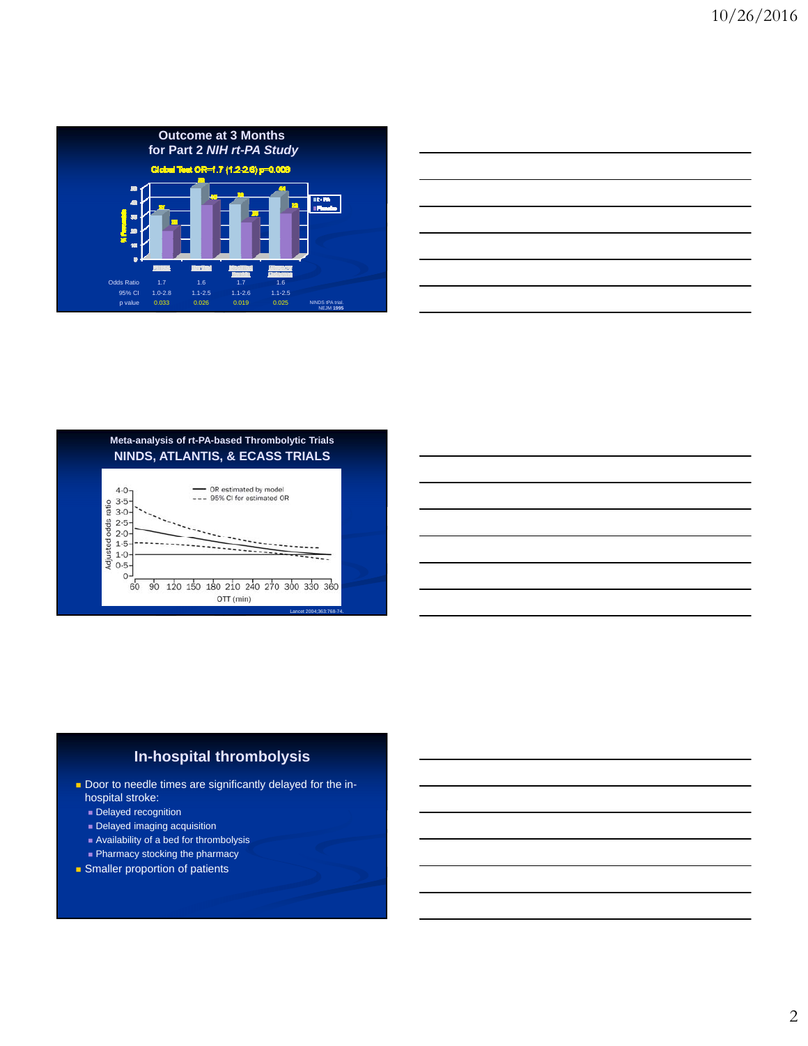## Outcome at 3 Months for Part 2 *NIH rt-PA Study*

Global Test OR=1.7 (1.2-2.6) p=0.008

| | | | | |
|---|---|---|---|---|
| Odds Ratio | 1.7 | 1.6 | 1.7 | 1.6 |
| 95% CI | 1.0-2.8 | 1.1-2.5 | 1.1-2.6 | 1.1-2.5 |
| p value | 0.033 | 0.026 | 0.019 | 0.025 |

NINDS tPA trial. NEJM 1995

## Meta-analysis of rt-PA-based Thrombolytic Trials

### NINDS, ATLANTIS, & ECASS TRIALS

Lancet 2004;363:768-74.

## In-hospital thrombolysis

- Door to needle times are significantly delayed for the in-hospital stroke:
  - Delayed recognition
  - Delayed imaging acquisition
  - Availability of a bed for thrombolysis
  - Pharmacy stocking the pharmacy
- Smaller proportion of patients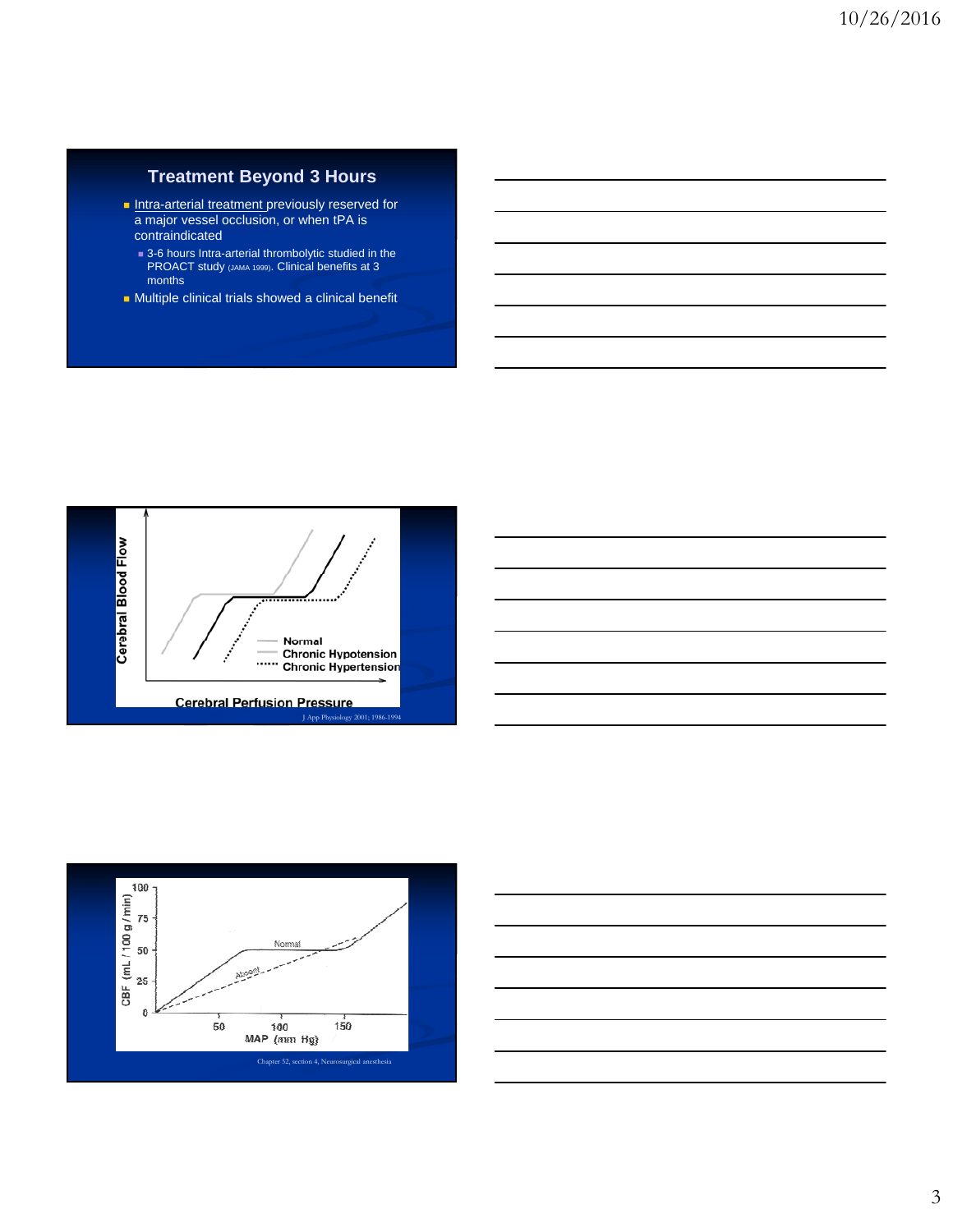## Treatment Beyond 3 Hours

- Intra-arterial treatment previously reserved for a major vessel occlusion, or when tPA is contraindicated
  - 3-6 hours Intra-arterial thrombolytic studied in the PROACT study (JAMA 1999). Clinical benefits at 3 months
- Multiple clinical trials showed a clinical benefit

Cerebral Blood Flow

Normal
Chronic Hypotension
Chronic Hypertension

Cerebral Perfusion Pressure

J App Physiology 2001; 1986-1994

CBF (mL / 100 g / min)

100
75
50
25
0

Normal
Absent

50 100 150

MAP (mm Hg)

Chapter 52, section 4, Neurosurgical anesthesia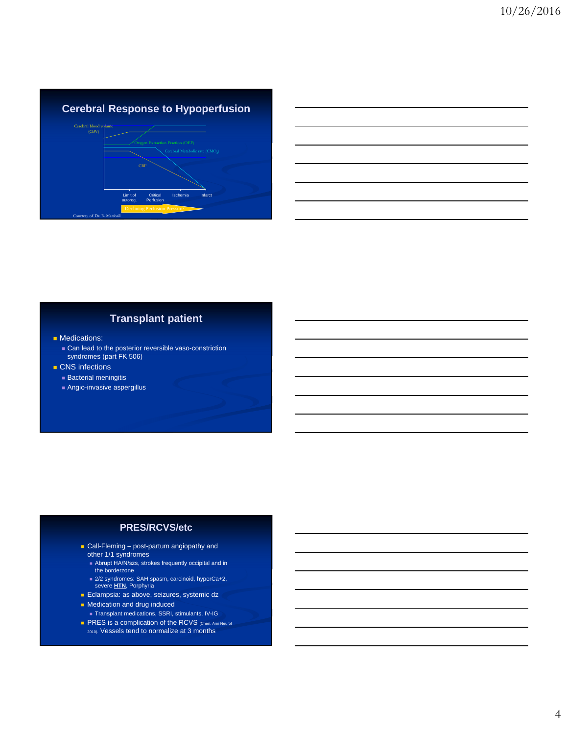## Cerebral Response to Hypoperfusion

Cerebral blood volume (CBV)

Oxygen Extraction Fraction (OEF)

Cerebral Metabolic rate ($CMO_2$)

CBF

Limit of autoreg. | Critical Perfusion | Ischemia | Infarct

Declining Perfusion Pressure

Courtesy of Dr. R. Marshall

## Transplant patient

- Medications:
  - Can lead to the posterior reversible vaso-constriction syndromes (part FK 506)
- CNS infections
  - Bacterial meningitis
  - Angio-invasive aspergillus

## PRES/RCVS/etc

- Call-Fleming – post-partum angiopathy and other 1/1 syndromes
  - Abrupt HA/N/szs, strokes frequently occipital and in the borderzone
  - 2/2 syndromes: SAH spasm, carcinoid, hyperCa+2, severe **HTN**, Porphyria
- Eclampsia: as above, seizures, systemic dz
- Medication and drug induced
  - Transplant medications, SSRI, stimulants, IV-IG
- PRES is a complication of the RCVS (Chen, Ann Neurol 2010). Vessels tend to normalize at 3 months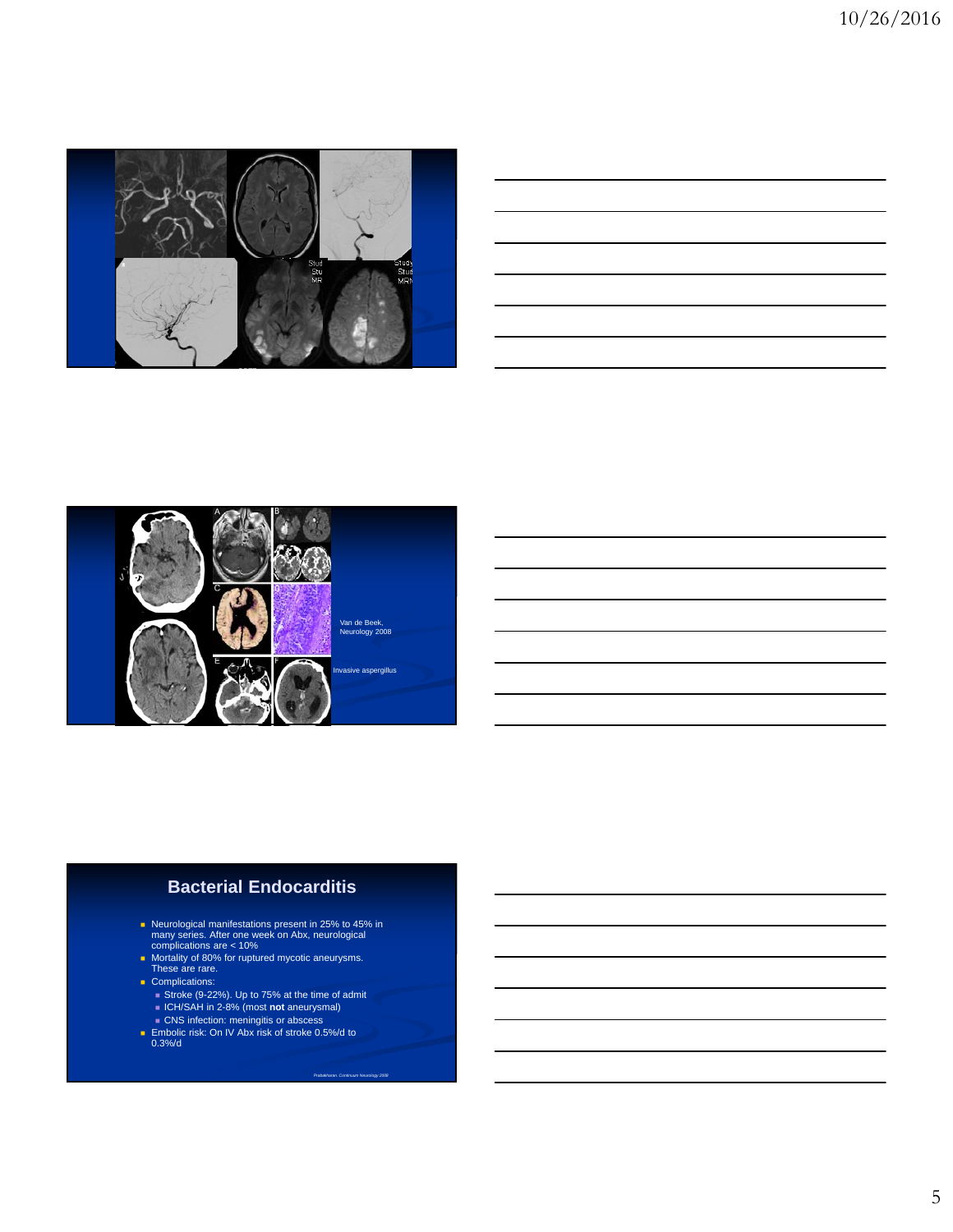Van de Beek, Neurology 2008

Invasive aspergillus

## Bacterial Endocarditis

- Neurological manifestations present in 25% to 45% in many series. After one week on Abx, neurological complications are < 10%
- Mortality of 80% for ruptured mycotic aneurysms. These are rare.
- Complications:
  - Stroke (9-22%). Up to 75% at the time of admit
  - ICH/SAH in 2-8% (most **not** aneurysmal)
  - CNS infection: meningitis or abscess
- Embolic risk: On IV Abx risk of stroke 0.5%/d to 0.3%/d

*Prabakharan. Continuum Neurology 2008*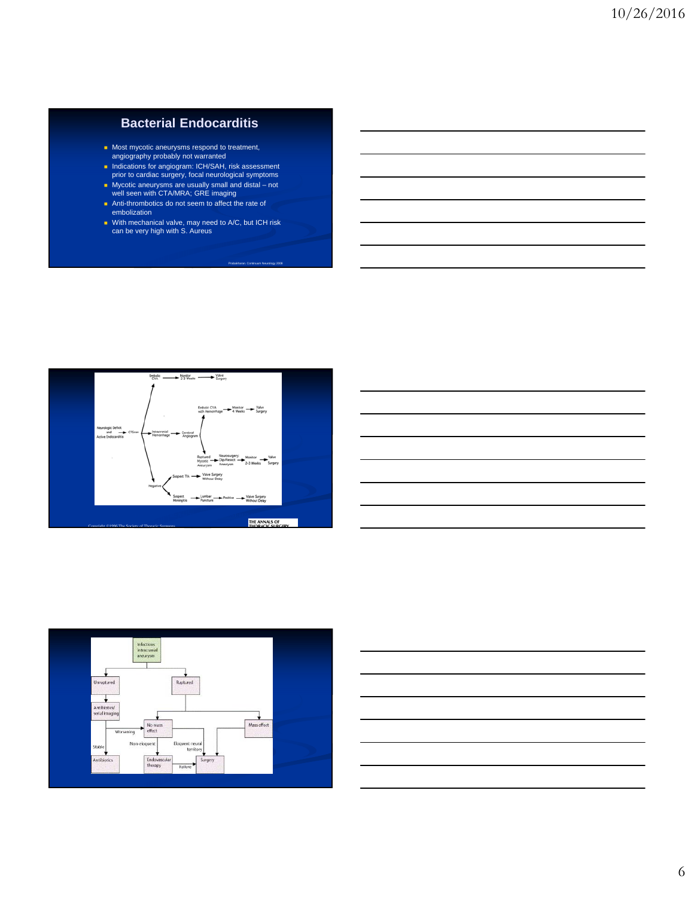## Bacterial Endocarditis

- Most mycotic aneurysms respond to treatment, angiography probably not warranted
- Indications for angiogram: ICH/SAH, risk assessment prior to cardiac surgery, focal neurological symptoms
- Mycotic aneurysms are usually small and distal – not well seen with CTA/MRA; GRE imaging
- Anti-thrombotics do not seem to affect the rate of embolization
- With mechanical valve, may need to A/C, but ICH risk can be very high with S. Aureus

Prabhakaran. Continuum Neurology 2006

Neurologic Deficit and Active Endocarditis → CT Scan → Embolic CVA → Monitor 2-3 Weeks → Valve Surgery

CT Scan → Intracranial Hemorrhage → Cerebral Angiogram → Embolic CVA with Hemorrhage → Monitor 4 Weeks → Valve Surgery

Cerebral Angiogram → Ruptured Mycotic Aneurysm → Neurosurgery: Clip/Resect Aneurysm → Monitor 2-3 Weeks → Valve Surgery

CT Scan → Negative → Suspect TIA → Valve Surgery Without Delay

Negative → Suspect Meningitis → Lumbar Puncture → Positive → Valve Surgery Without Delay

Copyright ©1996 The Society of Thoracic Surgeons

THE ANNALS OF THORACIC SURGERY

Infectious intracranial aneurysm → Unruptured → Antibiotics/serial imaging → Stable → Antibiotics

Antibiotics/serial imaging → Worsening → No mass effect

Infectious intracranial aneurysm → Ruptured → No mass effect; Mass effect

No mass effect → Non-eloquent → Endovascular therapy → Failure → Surgery

No mass effect → Eloquent neural territory → Surgery

Mass effect → Surgery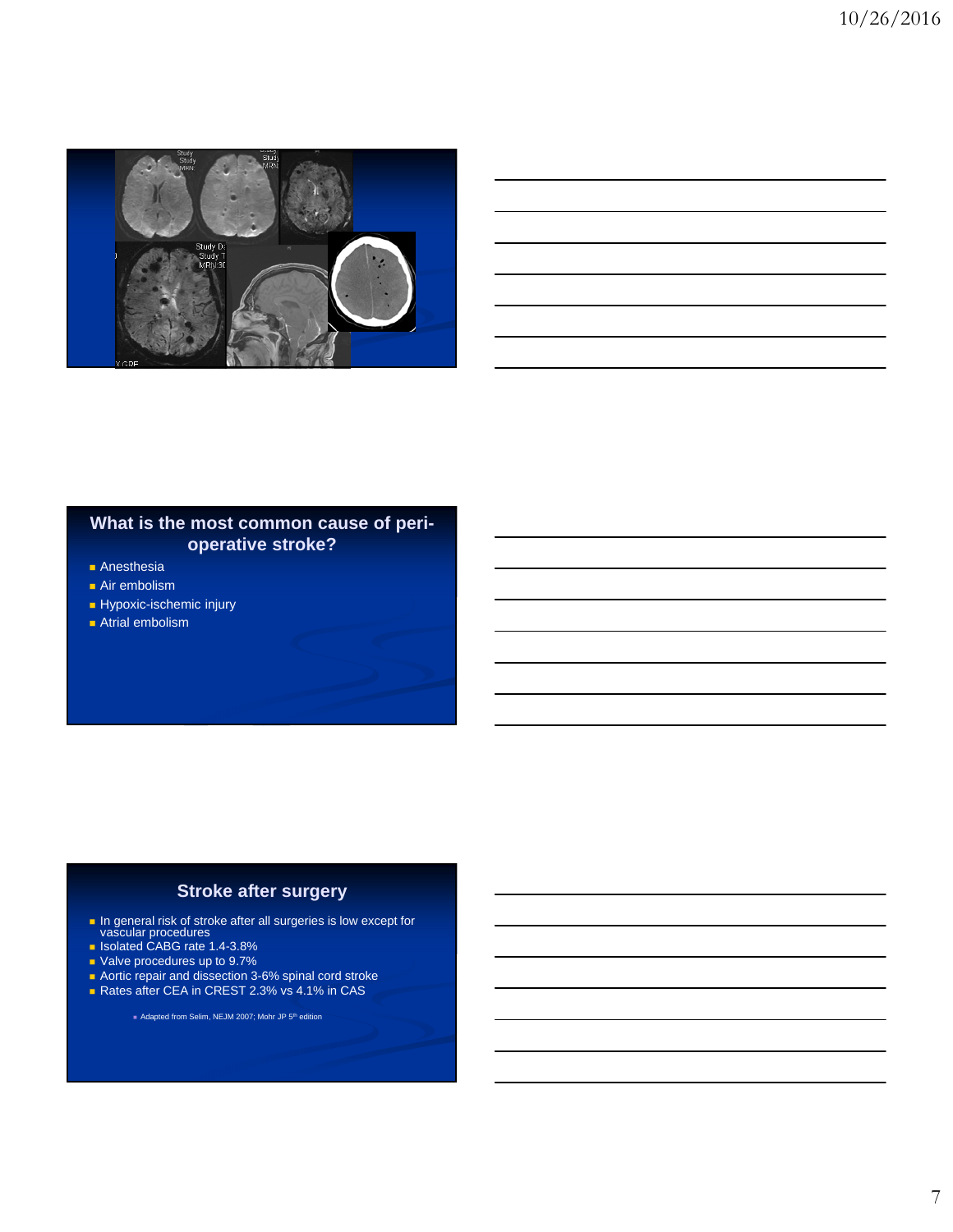## What is the most common cause of peri-operative stroke?

- Anesthesia
- Air embolism
- Hypoxic-ischemic injury
- Atrial embolism

## Stroke after surgery

- In general risk of stroke after all surgeries is low except for vascular procedures
- Isolated CABG rate 1.4-3.8%
- Valve procedures up to 9.7%
- Aortic repair and dissection 3-6% spinal cord stroke
- Rates after CEA in CREST 2.3% vs 4.1% in CAS
  - Adapted from Selim, NEJM 2007; Mohr JP 5th edition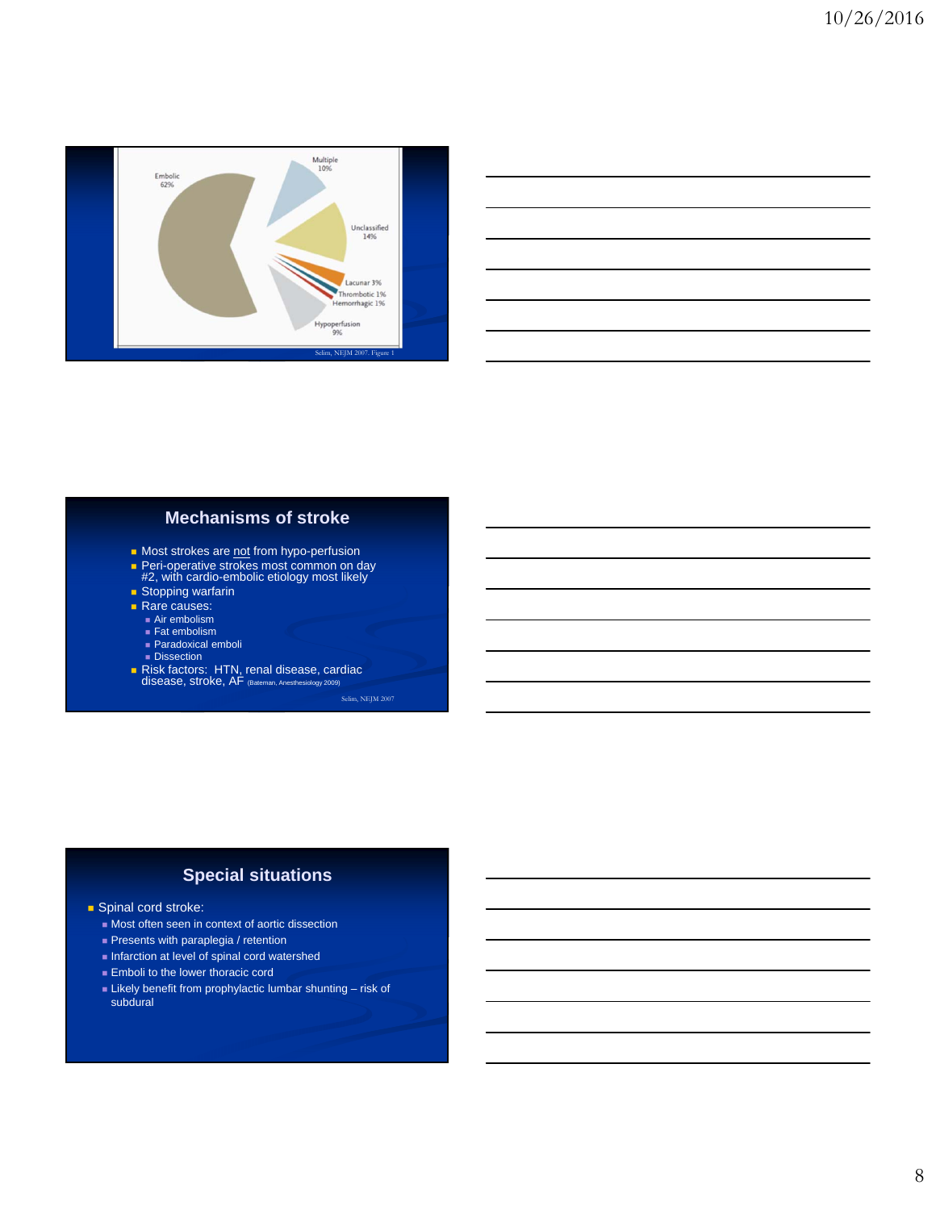Embolic 62%

Multiple 10%

Unclassified 14%

Lacunar 3%

Thrombotic 1%

Hemorrhagic 1%

Hypoperfusion 9%

Selim, NEJM 2007, Figure 1

## Mechanisms of stroke

- Most strokes are not from hypo-perfusion
- Peri-operative strokes most common on day #2, with cardio-embolic etiology most likely
- Stopping warfarin
- Rare causes:
  - Air embolism
  - Fat embolism
  - Paradoxical emboli
  - Dissection
- Risk factors: HTN, renal disease, cardiac disease, stroke, AF (Bateman, Anesthesiology 2009)

Selim, NEJM 2007

## Special situations

- Spinal cord stroke:
  - Most often seen in context of aortic dissection
  - Presents with paraplegia / retention
  - Infarction at level of spinal cord watershed
  - Emboli to the lower thoracic cord
  - Likely benefit from prophylactic lumbar shunting – risk of subdural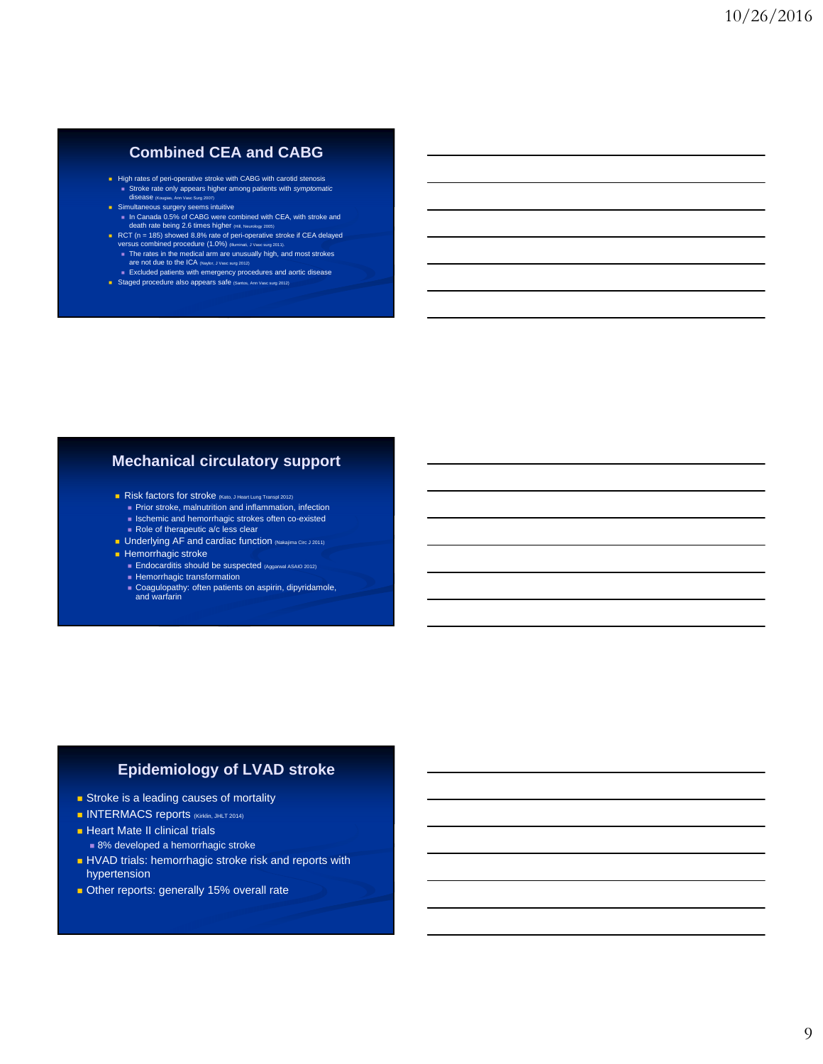## Combined CEA and CABG

- High rates of peri-operative stroke with CABG with carotid stenosis
  - Stroke rate only appears higher among patients with *symptomatic* disease (Kougias, Ann Vasc Surg 2007)
- Simultaneous surgery seems intuitive
  - In Canada 0.5% of CABG were combined with CEA, with stroke and death rate being 2.6 times higher (Hill, Neurology 2005)
- RCT (n = 185) showed 8.8% rate of peri-operative stroke if CEA delayed versus combined procedure (1.0%) (Illuminati, J Vasc surg 2011).
  - The rates in the medical arm are unusually high, and most strokes are not due to the ICA (Naylor, J Vasc surg 2012)
  - Excluded patients with emergency procedures and aortic disease
- Staged procedure also appears safe (Santos, Ann Vasc surg 2012)

## Mechanical circulatory support

- Risk factors for stroke (Kato, J Heart Lung Transpl 2012)
  - Prior stroke, malnutrition and inflammation, infection
  - Ischemic and hemorrhagic strokes often co-existed
  - Role of therapeutic a/c less clear
- Underlying AF and cardiac function (Nakajima Circ J 2011)
- Hemorrhagic stroke
  - Endocarditis should be suspected (Aggarwal ASAIO 2012)
  - Hemorrhagic transformation
  - Coagulopathy: often patients on aspirin, dipyridamole, and warfarin

## Epidemiology of LVAD stroke

- Stroke is a leading causes of mortality
- INTERMACS reports (Kirklin, JHLT 2014)
- Heart Mate II clinical trials
  - 8% developed a hemorrhagic stroke
- HVAD trials: hemorrhagic stroke risk and reports with hypertension
- Other reports: generally 15% overall rate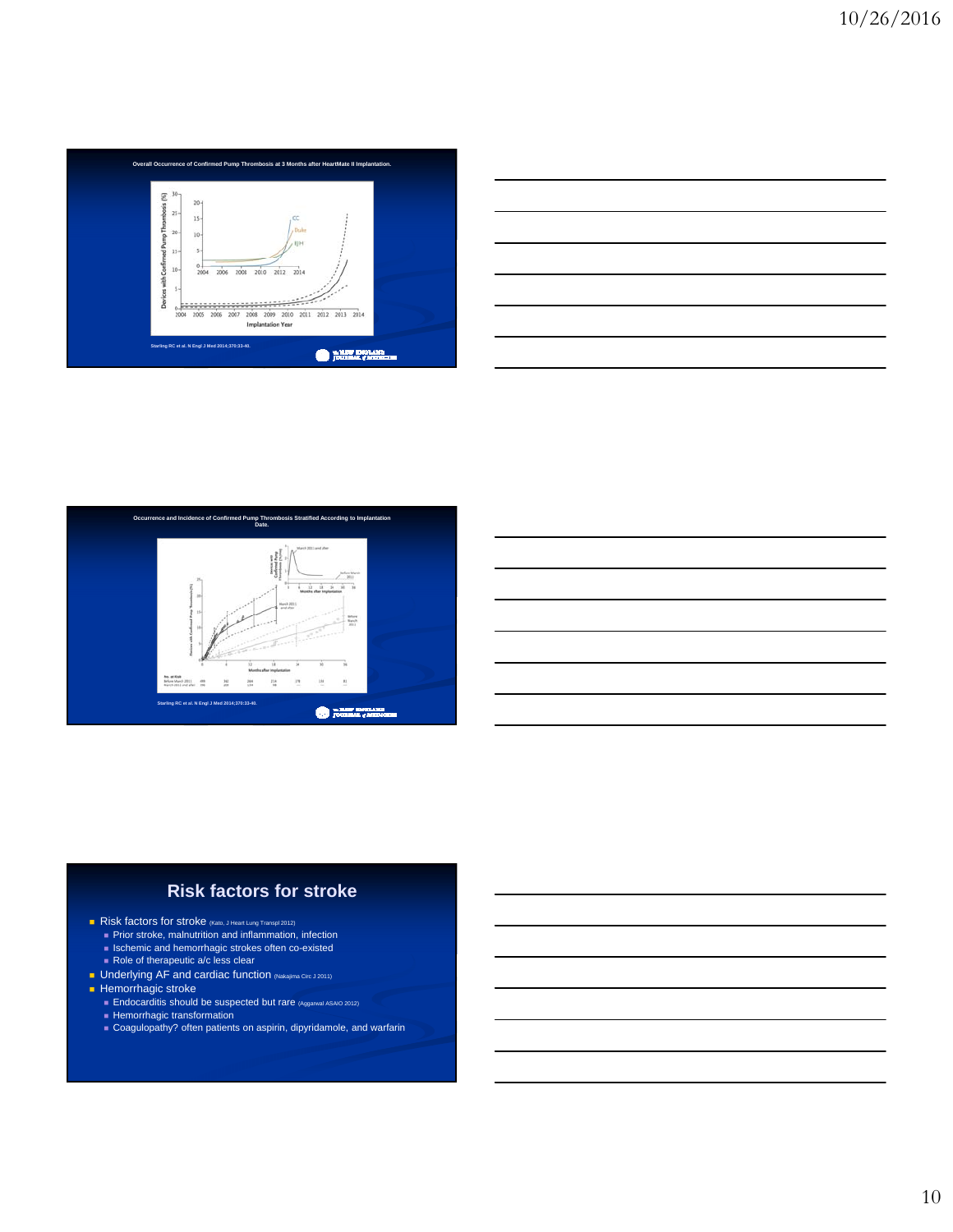**Overall Occurrence of Confirmed Pump Thrombosis at 3 Months after HeartMate II Implantation.**

Starling RC et al. N Engl J Med 2014;370:33-40.

**Occurrence and Incidence of Confirmed Pump Thrombosis Stratified According to Implantation Date.**

Starling RC et al. N Engl J Med 2014;370:33-40.

## Risk factors for stroke

- Risk factors for stroke (Kato, J Heart Lung Transpl 2012)
  - Prior stroke, malnutrition and inflammation, infection
  - Ischemic and hemorrhagic strokes often co-existed
  - Role of therapeutic a/c less clear
- Underlying AF and cardiac function (Nakajima Circ J 2011)
- Hemorrhagic stroke
  - Endocarditis should be suspected but rare (Aggarwal ASAIO 2012)
  - Hemorrhagic transformation
  - Coagulopathy? often patients on aspirin, dipyridamole, and warfarin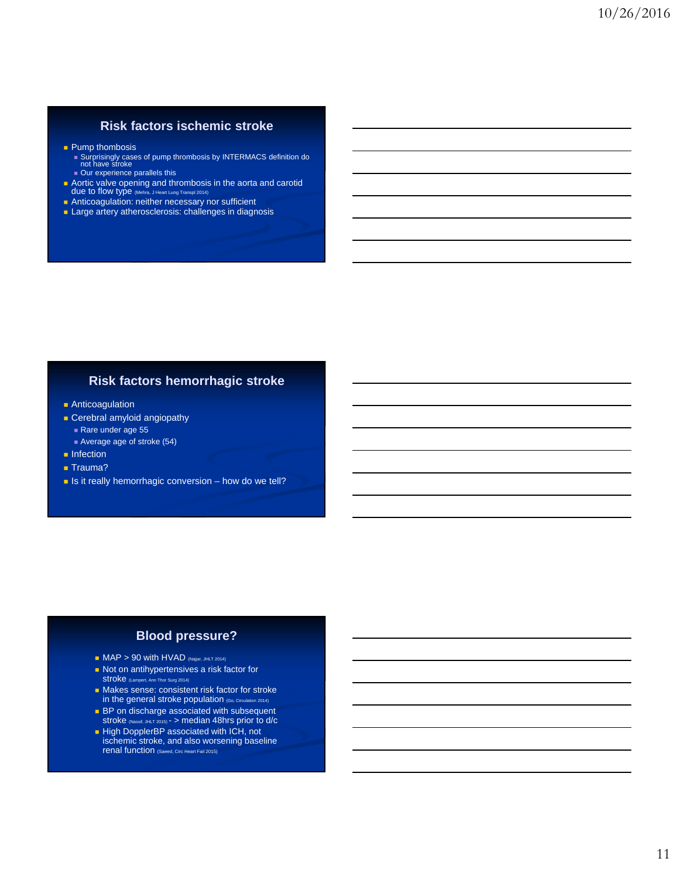## Risk factors ischemic stroke

- Pump thombosis
  - Surprisingly cases of pump thrombosis by INTERMACS definition do not have stroke
  - Our experience parallels this
- Aortic valve opening and thrombosis in the aorta and carotid due to flow type (Mehra, J Heart Lung Transpl 2014)
- Anticoagulation: neither necessary nor sufficient
- Large artery atherosclerosis: challenges in diagnosis

## Risk factors hemorrhagic stroke

- Anticoagulation
- Cerebral amyloid angiopathy
  - Rare under age 55
  - Average age of stroke (54)
- Infection
- Trauma?
- Is it really hemorrhagic conversion – how do we tell?

## Blood pressure?

- MAP > 90 with HVAD (Najjar, JHLT 2014)
- Not on antihypertensives a risk factor for stroke (Lampert, Ann Thor Surg 2014)
- Makes sense: consistent risk factor for stroke in the general stroke population (Go, Circulation 2014)
- BP on discharge associated with subsequent stroke (Nassif, JHLT 2015) - > median 48hrs prior to d/c
- High DopplerBP associated with ICH, not ischemic stroke, and also worsening baseline renal function (Saeed, Circ Heart Fail 2015)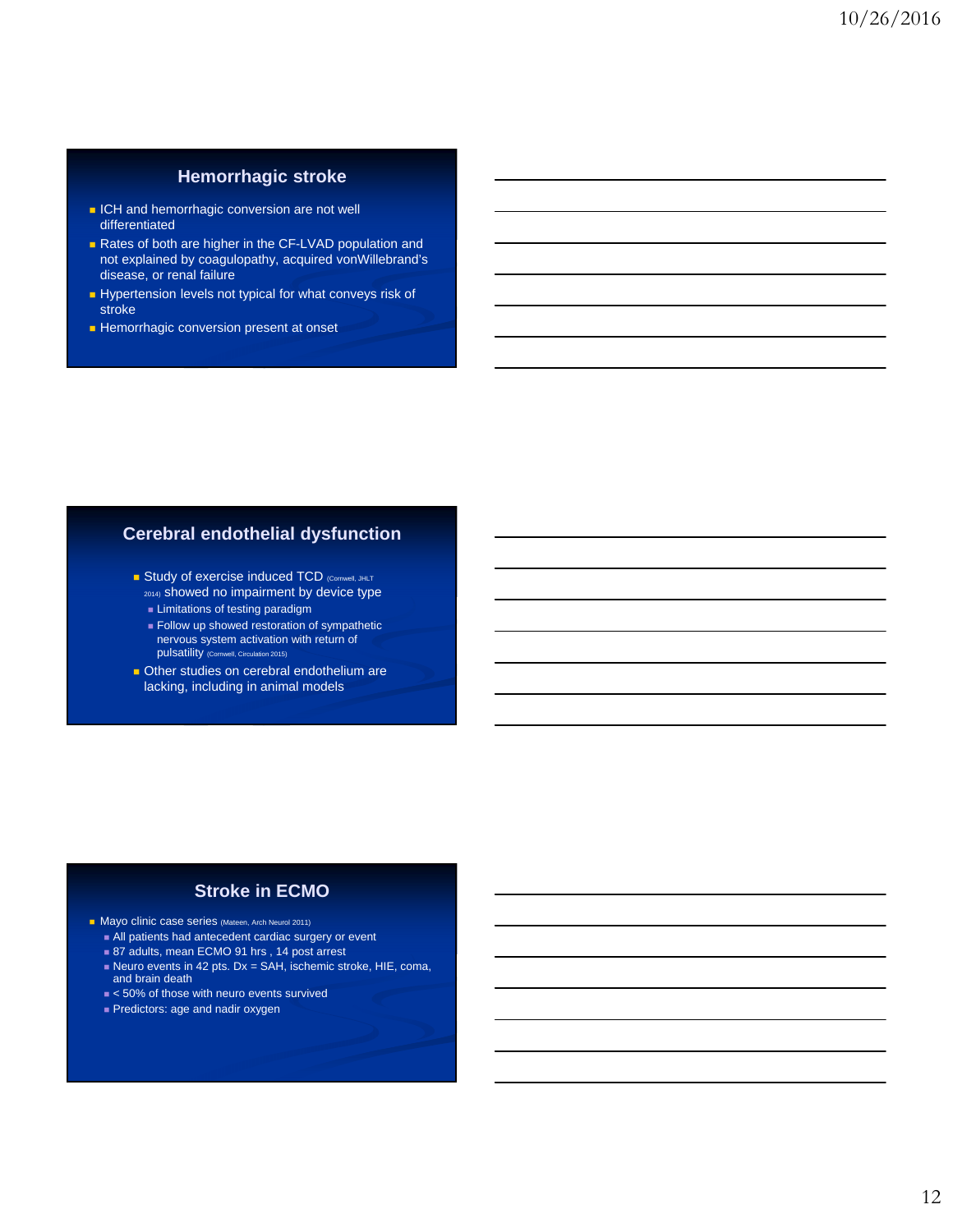## Hemorrhagic stroke

- ICH and hemorrhagic conversion are not well differentiated
- Rates of both are higher in the CF-LVAD population and not explained by coagulopathy, acquired vonWillebrand's disease, or renal failure
- Hypertension levels not typical for what conveys risk of stroke
- Hemorrhagic conversion present at onset

## Cerebral endothelial dysfunction

- Study of exercise induced TCD (Cornwell, JHLT 2014) showed no impairment by device type
  - Limitations of testing paradigm
  - Follow up showed restoration of sympathetic nervous system activation with return of pulsatility (Cornwell, Circulation 2015)
- Other studies on cerebral endothelium are lacking, including in animal models

## Stroke in ECMO

- Mayo clinic case series (Mateen, Arch Neurol 2011)
  - All patients had antecedent cardiac surgery or event
  - 87 adults, mean ECMO 91 hrs , 14 post arrest
  - Neuro events in 42 pts. Dx = SAH, ischemic stroke, HIE, coma, and brain death
  - < 50% of those with neuro events survived
  - Predictors: age and nadir oxygen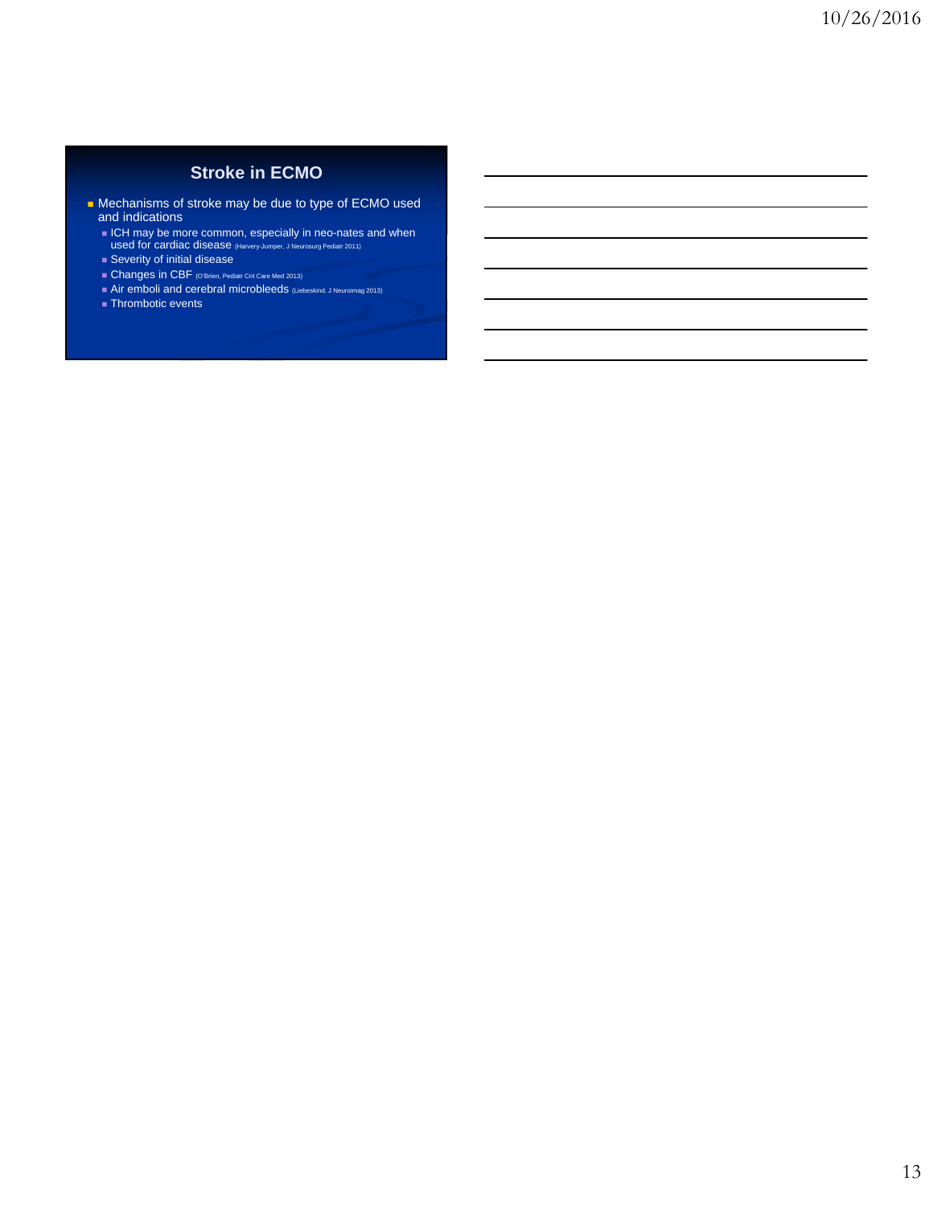## Stroke in ECMO

- Mechanisms of stroke may be due to type of ECMO used and indications
  - ICH may be more common, especially in neo-nates and when used for cardiac disease (Harvery-Jumper, J Neurosurg Pediatr 2011)
  - Severity of initial disease
  - Changes in CBF (O'Brien, Pediatr Crit Care Med 2013)
  - Air emboli and cerebral microbleeds (Liebeskind, J Neuroimag 2013)
  - Thrombotic events